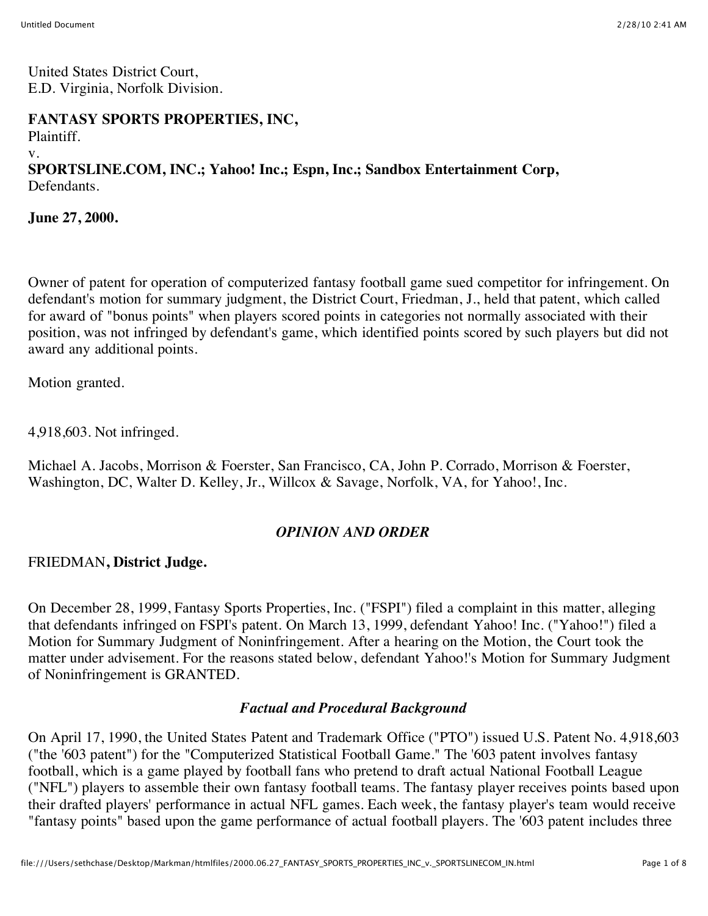United States District Court,
E.D. Virginia, Norfolk Division.

**FANTASY SPORTS PROPERTIES, INC,**
Plaintiff.
v.
**SPORTSLINE.COM, INC.; Yahoo! Inc.; Espn, Inc.; Sandbox Entertainment Corp,**
Defendants.

**June 27, 2000.**

Owner of patent for operation of computerized fantasy football game sued competitor for infringement. On defendant's motion for summary judgment, the District Court, Friedman, J., held that patent, which called for award of "bonus points" when players scored points in categories not normally associated with their position, was not infringed by defendant's game, which identified points scored by such players but did not award any additional points.

Motion granted.

4,918,603. Not infringed.

Michael A. Jacobs, Morrison & Foerster, San Francisco, CA, John P. Corrado, Morrison & Foerster, Washington, DC, Walter D. Kelley, Jr., Willcox & Savage, Norfolk, VA, for Yahoo!, Inc.

## *OPINION AND ORDER*

FRIEDMAN**, District Judge.**

On December 28, 1999, Fantasy Sports Properties, Inc. ("FSPI") filed a complaint in this matter, alleging that defendants infringed on FSPI's patent. On March 13, 1999, defendant Yahoo! Inc. ("Yahoo!") filed a Motion for Summary Judgment of Noninfringement. After a hearing on the Motion, the Court took the matter under advisement. For the reasons stated below, defendant Yahoo!'s Motion for Summary Judgment of Noninfringement is GRANTED.

### *Factual and Procedural Background*

On April 17, 1990, the United States Patent and Trademark Office ("PTO") issued U.S. Patent No. 4,918,603 ("the '603 patent") for the "Computerized Statistical Football Game." The '603 patent involves fantasy football, which is a game played by football fans who pretend to draft actual National Football League ("NFL") players to assemble their own fantasy football teams. The fantasy player receives points based upon their drafted players' performance in actual NFL games. Each week, the fantasy player's team would receive "fantasy points" based upon the game performance of actual football players. The '603 patent includes three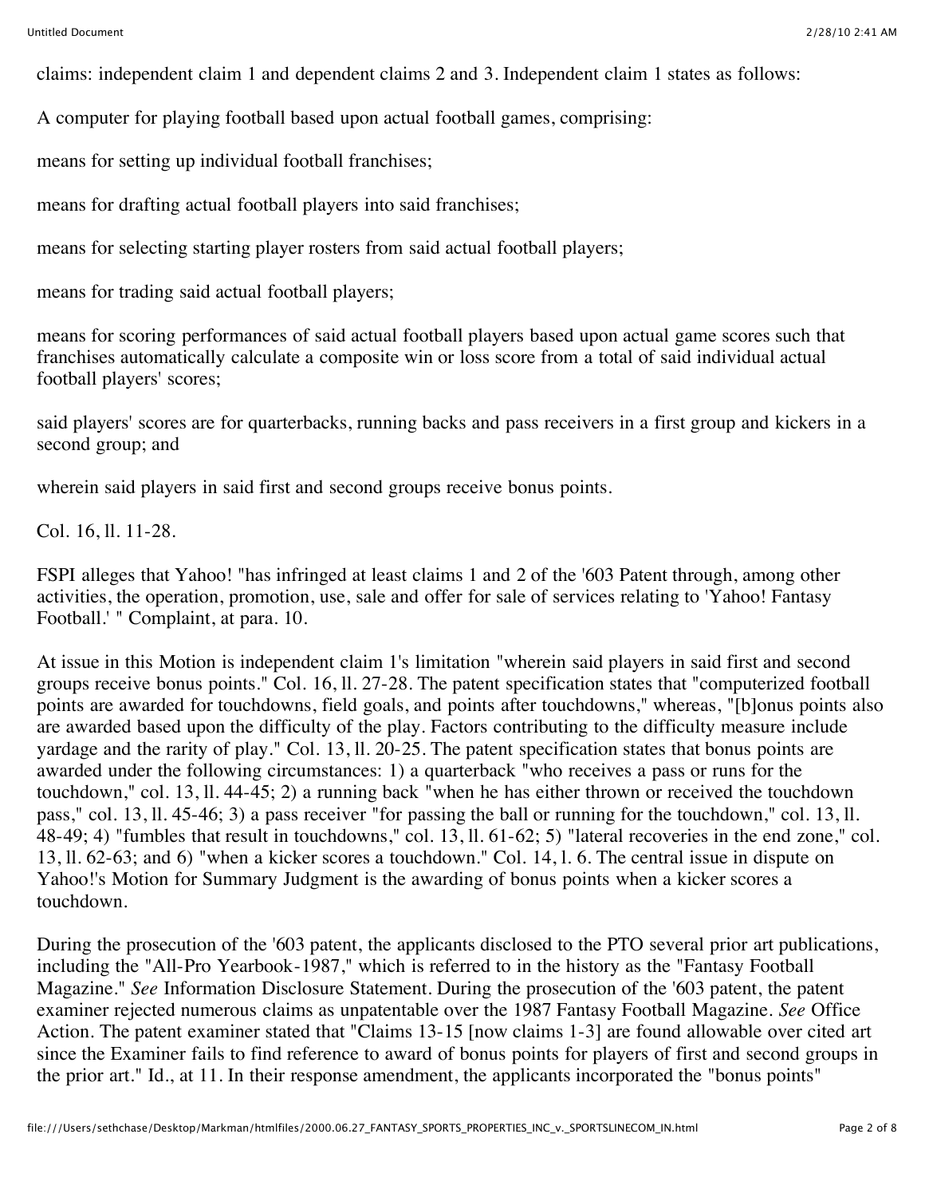claims: independent claim 1 and dependent claims 2 and 3. Independent claim 1 states as follows:

A computer for playing football based upon actual football games, comprising:

means for setting up individual football franchises;

means for drafting actual football players into said franchises;

means for selecting starting player rosters from said actual football players;

means for trading said actual football players;

means for scoring performances of said actual football players based upon actual game scores such that franchises automatically calculate a composite win or loss score from a total of said individual actual football players' scores;

said players' scores are for quarterbacks, running backs and pass receivers in a first group and kickers in a second group; and

wherein said players in said first and second groups receive bonus points.

Col. 16, ll. 11-28.

FSPI alleges that Yahoo! "has infringed at least claims 1 and 2 of the '603 Patent through, among other activities, the operation, promotion, use, sale and offer for sale of services relating to 'Yahoo! Fantasy Football.' " Complaint, at para. 10.

At issue in this Motion is independent claim 1's limitation "wherein said players in said first and second groups receive bonus points." Col. 16, ll. 27-28. The patent specification states that "computerized football points are awarded for touchdowns, field goals, and points after touchdowns," whereas, "[b]onus points also are awarded based upon the difficulty of the play. Factors contributing to the difficulty measure include yardage and the rarity of play." Col. 13, ll. 20-25. The patent specification states that bonus points are awarded under the following circumstances: 1) a quarterback "who receives a pass or runs for the touchdown," col. 13, ll. 44-45; 2) a running back "when he has either thrown or received the touchdown pass," col. 13, ll. 45-46; 3) a pass receiver "for passing the ball or running for the touchdown," col. 13, ll. 48-49; 4) "fumbles that result in touchdowns," col. 13, ll. 61-62; 5) "lateral recoveries in the end zone," col. 13, ll. 62-63; and 6) "when a kicker scores a touchdown." Col. 14, l. 6. The central issue in dispute on Yahoo!'s Motion for Summary Judgment is the awarding of bonus points when a kicker scores a touchdown.

During the prosecution of the '603 patent, the applicants disclosed to the PTO several prior art publications, including the "All-Pro Yearbook-1987," which is referred to in the history as the "Fantasy Football Magazine." *See* Information Disclosure Statement. During the prosecution of the '603 patent, the patent examiner rejected numerous claims as unpatentable over the 1987 Fantasy Football Magazine. *See* Office Action. The patent examiner stated that "Claims 13-15 [now claims 1-3] are found allowable over cited art since the Examiner fails to find reference to award of bonus points for players of first and second groups in the prior art." Id., at 11. In their response amendment, the applicants incorporated the "bonus points"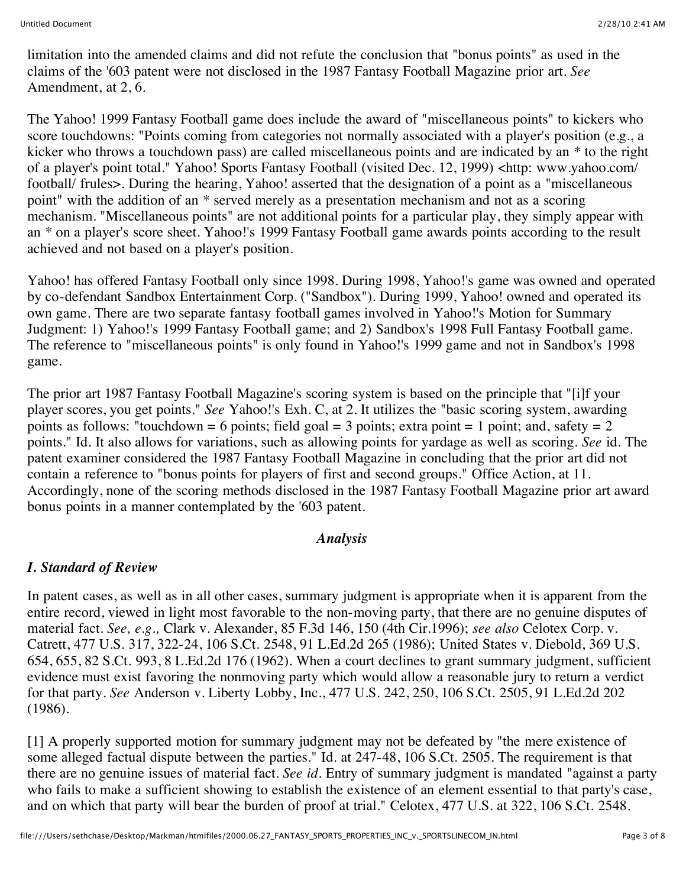limitation into the amended claims and did not refute the conclusion that "bonus points" as used in the claims of the '603 patent were not disclosed in the 1987 Fantasy Football Magazine prior art. *See* Amendment, at 2, 6.

The Yahoo! 1999 Fantasy Football game does include the award of "miscellaneous points" to kickers who score touchdowns: "Points coming from categories not normally associated with a player's position (e.g., a kicker who throws a touchdown pass) are called miscellaneous points and are indicated by an * to the right of a player's point total." Yahoo! Sports Fantasy Football (visited Dec. 12, 1999) <http: www.yahoo.com/ football/ frules>. During the hearing, Yahoo! asserted that the designation of a point as a "miscellaneous point" with the addition of an * served merely as a presentation mechanism and not as a scoring mechanism. "Miscellaneous points" are not additional points for a particular play, they simply appear with an * on a player's score sheet. Yahoo!'s 1999 Fantasy Football game awards points according to the result achieved and not based on a player's position.

Yahoo! has offered Fantasy Football only since 1998. During 1998, Yahoo!'s game was owned and operated by co-defendant Sandbox Entertainment Corp. ("Sandbox"). During 1999, Yahoo! owned and operated its own game. There are two separate fantasy football games involved in Yahoo!'s Motion for Summary Judgment: 1) Yahoo!'s 1999 Fantasy Football game; and 2) Sandbox's 1998 Full Fantasy Football game. The reference to "miscellaneous points" is only found in Yahoo!'s 1999 game and not in Sandbox's 1998 game.

The prior art 1987 Fantasy Football Magazine's scoring system is based on the principle that "[i]f your player scores, you get points." *See* Yahoo!'s Exh. C, at 2. It utilizes the "basic scoring system, awarding points as follows: "touchdown = 6 points; field goal = 3 points; extra point = 1 point; and, safety = 2 points." Id. It also allows for variations, such as allowing points for yardage as well as scoring. *See* id. The patent examiner considered the 1987 Fantasy Football Magazine in concluding that the prior art did not contain a reference to "bonus points for players of first and second groups." Office Action, at 11. Accordingly, none of the scoring methods disclosed in the 1987 Fantasy Football Magazine prior art award bonus points in a manner contemplated by the '603 patent.

## *Analysis*

### *I. Standard of Review*

In patent cases, as well as in all other cases, summary judgment is appropriate when it is apparent from the entire record, viewed in light most favorable to the non-moving party, that there are no genuine disputes of material fact. *See, e.g.,* Clark v. Alexander, 85 F.3d 146, 150 (4th Cir.1996); *see also* Celotex Corp. v. Catrett, 477 U.S. 317, 322-24, 106 S.Ct. 2548, 91 L.Ed.2d 265 (1986); United States v. Diebold, 369 U.S. 654, 655, 82 S.Ct. 993, 8 L.Ed.2d 176 (1962). When a court declines to grant summary judgment, sufficient evidence must exist favoring the nonmoving party which would allow a reasonable jury to return a verdict for that party. *See* Anderson v. Liberty Lobby, Inc., 477 U.S. 242, 250, 106 S.Ct. 2505, 91 L.Ed.2d 202 (1986).

[1] A properly supported motion for summary judgment may not be defeated by "the mere existence of some alleged factual dispute between the parties." Id. at 247-48, 106 S.Ct. 2505. The requirement is that there are no genuine issues of material fact. *See id.* Entry of summary judgment is mandated "against a party who fails to make a sufficient showing to establish the existence of an element essential to that party's case, and on which that party will bear the burden of proof at trial." Celotex, 477 U.S. at 322, 106 S.Ct. 2548.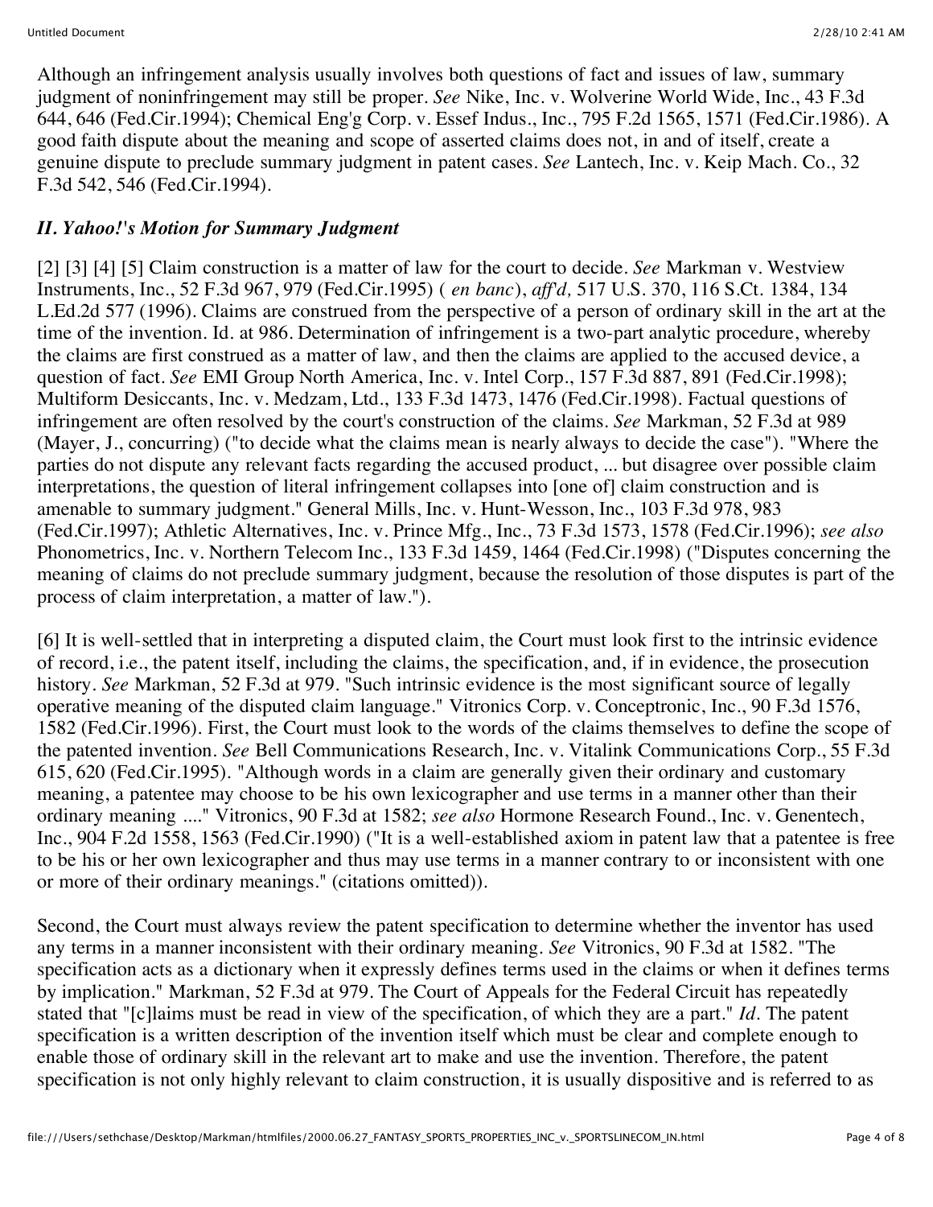Although an infringement analysis usually involves both questions of fact and issues of law, summary judgment of noninfringement may still be proper. *See* Nike, Inc. v. Wolverine World Wide, Inc., 43 F.3d 644, 646 (Fed.Cir.1994); Chemical Eng'g Corp. v. Essef Indus., Inc., 795 F.2d 1565, 1571 (Fed.Cir.1986). A good faith dispute about the meaning and scope of asserted claims does not, in and of itself, create a genuine dispute to preclude summary judgment in patent cases. *See* Lantech, Inc. v. Keip Mach. Co., 32 F.3d 542, 546 (Fed.Cir.1994).

### *II. Yahoo!'s Motion for Summary Judgment*

[2] [3] [4] [5] Claim construction is a matter of law for the court to decide. *See* Markman v. Westview Instruments, Inc., 52 F.3d 967, 979 (Fed.Cir.1995) ( *en banc*), *aff'd,* 517 U.S. 370, 116 S.Ct. 1384, 134 L.Ed.2d 577 (1996). Claims are construed from the perspective of a person of ordinary skill in the art at the time of the invention. Id. at 986. Determination of infringement is a two-part analytic procedure, whereby the claims are first construed as a matter of law, and then the claims are applied to the accused device, a question of fact. *See* EMI Group North America, Inc. v. Intel Corp., 157 F.3d 887, 891 (Fed.Cir.1998); Multiform Desiccants, Inc. v. Medzam, Ltd., 133 F.3d 1473, 1476 (Fed.Cir.1998). Factual questions of infringement are often resolved by the court's construction of the claims. *See* Markman, 52 F.3d at 989 (Mayer, J., concurring) ("to decide what the claims mean is nearly always to decide the case"). "Where the parties do not dispute any relevant facts regarding the accused product, ... but disagree over possible claim interpretations, the question of literal infringement collapses into [one of] claim construction and is amenable to summary judgment." General Mills, Inc. v. Hunt-Wesson, Inc., 103 F.3d 978, 983 (Fed.Cir.1997); Athletic Alternatives, Inc. v. Prince Mfg., Inc., 73 F.3d 1573, 1578 (Fed.Cir.1996); *see also* Phonometrics, Inc. v. Northern Telecom Inc., 133 F.3d 1459, 1464 (Fed.Cir.1998) ("Disputes concerning the meaning of claims do not preclude summary judgment, because the resolution of those disputes is part of the process of claim interpretation, a matter of law.").

[6] It is well-settled that in interpreting a disputed claim, the Court must look first to the intrinsic evidence of record, i.e., the patent itself, including the claims, the specification, and, if in evidence, the prosecution history. *See* Markman, 52 F.3d at 979. "Such intrinsic evidence is the most significant source of legally operative meaning of the disputed claim language." Vitronics Corp. v. Conceptronic, Inc., 90 F.3d 1576, 1582 (Fed.Cir.1996). First, the Court must look to the words of the claims themselves to define the scope of the patented invention. *See* Bell Communications Research, Inc. v. Vitalink Communications Corp., 55 F.3d 615, 620 (Fed.Cir.1995). "Although words in a claim are generally given their ordinary and customary meaning, a patentee may choose to be his own lexicographer and use terms in a manner other than their ordinary meaning ...." Vitronics, 90 F.3d at 1582; *see also* Hormone Research Found., Inc. v. Genentech, Inc., 904 F.2d 1558, 1563 (Fed.Cir.1990) ("It is a well-established axiom in patent law that a patentee is free to be his or her own lexicographer and thus may use terms in a manner contrary to or inconsistent with one or more of their ordinary meanings." (citations omitted)).

Second, the Court must always review the patent specification to determine whether the inventor has used any terms in a manner inconsistent with their ordinary meaning. *See* Vitronics, 90 F.3d at 1582. "The specification acts as a dictionary when it expressly defines terms used in the claims or when it defines terms by implication." Markman, 52 F.3d at 979. The Court of Appeals for the Federal Circuit has repeatedly stated that "[c]laims must be read in view of the specification, of which they are a part." *Id.* The patent specification is a written description of the invention itself which must be clear and complete enough to enable those of ordinary skill in the relevant art to make and use the invention. Therefore, the patent specification is not only highly relevant to claim construction, it is usually dispositive and is referred to as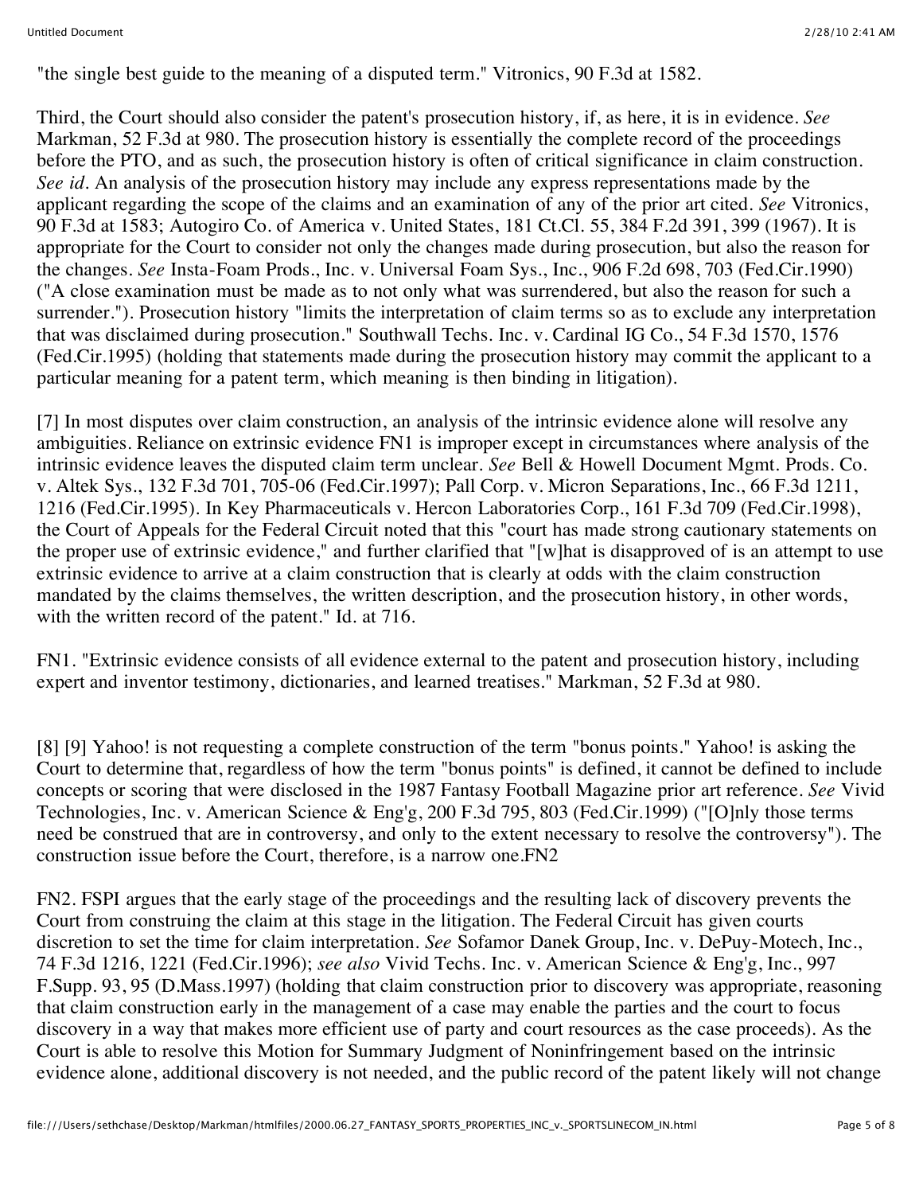"the single best guide to the meaning of a disputed term." Vitronics, 90 F.3d at 1582.

Third, the Court should also consider the patent's prosecution history, if, as here, it is in evidence. *See* Markman, 52 F.3d at 980. The prosecution history is essentially the complete record of the proceedings before the PTO, and as such, the prosecution history is often of critical significance in claim construction. *See id.* An analysis of the prosecution history may include any express representations made by the applicant regarding the scope of the claims and an examination of any of the prior art cited. *See* Vitronics, 90 F.3d at 1583; Autogiro Co. of America v. United States, 181 Ct.Cl. 55, 384 F.2d 391, 399 (1967). It is appropriate for the Court to consider not only the changes made during prosecution, but also the reason for the changes. *See* Insta-Foam Prods., Inc. v. Universal Foam Sys., Inc., 906 F.2d 698, 703 (Fed.Cir.1990) ("A close examination must be made as to not only what was surrendered, but also the reason for such a surrender."). Prosecution history "limits the interpretation of claim terms so as to exclude any interpretation that was disclaimed during prosecution." Southwall Techs. Inc. v. Cardinal IG Co., 54 F.3d 1570, 1576 (Fed.Cir.1995) (holding that statements made during the prosecution history may commit the applicant to a particular meaning for a patent term, which meaning is then binding in litigation).

[7] In most disputes over claim construction, an analysis of the intrinsic evidence alone will resolve any ambiguities. Reliance on extrinsic evidence FN1 is improper except in circumstances where analysis of the intrinsic evidence leaves the disputed claim term unclear. *See* Bell & Howell Document Mgmt. Prods. Co. v. Altek Sys., 132 F.3d 701, 705-06 (Fed.Cir.1997); Pall Corp. v. Micron Separations, Inc., 66 F.3d 1211, 1216 (Fed.Cir.1995). In Key Pharmaceuticals v. Hercon Laboratories Corp., 161 F.3d 709 (Fed.Cir.1998), the Court of Appeals for the Federal Circuit noted that this "court has made strong cautionary statements on the proper use of extrinsic evidence," and further clarified that "[w]hat is disapproved of is an attempt to use extrinsic evidence to arrive at a claim construction that is clearly at odds with the claim construction mandated by the claims themselves, the written description, and the prosecution history, in other words, with the written record of the patent." Id. at 716.

FN1. "Extrinsic evidence consists of all evidence external to the patent and prosecution history, including expert and inventor testimony, dictionaries, and learned treatises." Markman, 52 F.3d at 980.

[8] [9] Yahoo! is not requesting a complete construction of the term "bonus points." Yahoo! is asking the Court to determine that, regardless of how the term "bonus points" is defined, it cannot be defined to include concepts or scoring that were disclosed in the 1987 Fantasy Football Magazine prior art reference. *See* Vivid Technologies, Inc. v. American Science & Eng'g, 200 F.3d 795, 803 (Fed.Cir.1999) ("[O]nly those terms need be construed that are in controversy, and only to the extent necessary to resolve the controversy"). The construction issue before the Court, therefore, is a narrow one.FN2

FN2. FSPI argues that the early stage of the proceedings and the resulting lack of discovery prevents the Court from construing the claim at this stage in the litigation. The Federal Circuit has given courts discretion to set the time for claim interpretation. *See* Sofamor Danek Group, Inc. v. DePuy-Motech, Inc., 74 F.3d 1216, 1221 (Fed.Cir.1996); *see also* Vivid Techs. Inc. v. American Science & Eng'g, Inc., 997 F.Supp. 93, 95 (D.Mass.1997) (holding that claim construction prior to discovery was appropriate, reasoning that claim construction early in the management of a case may enable the parties and the court to focus discovery in a way that makes more efficient use of party and court resources as the case proceeds). As the Court is able to resolve this Motion for Summary Judgment of Noninfringement based on the intrinsic evidence alone, additional discovery is not needed, and the public record of the patent likely will not change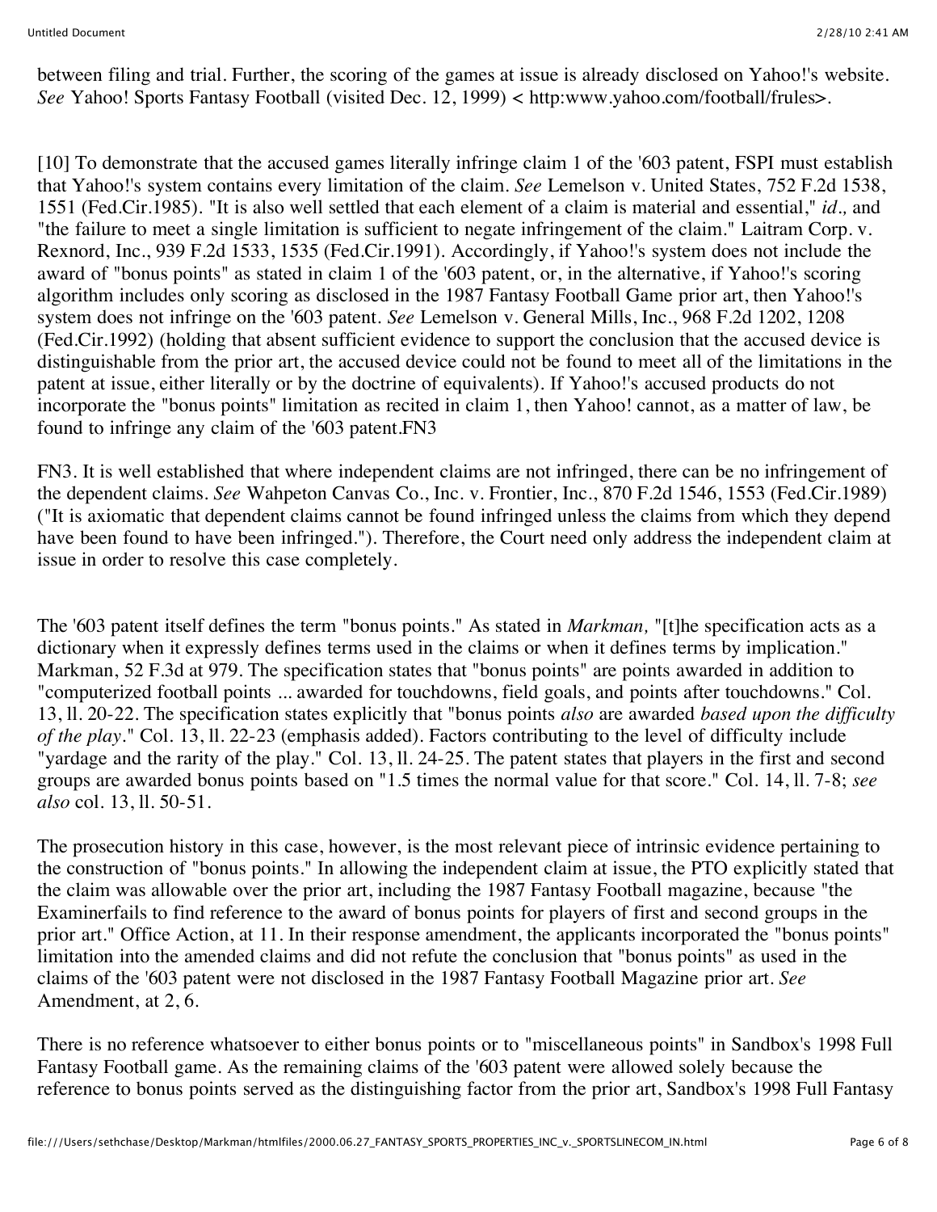between filing and trial. Further, the scoring of the games at issue is already disclosed on Yahoo!'s website. *See* Yahoo! Sports Fantasy Football (visited Dec. 12, 1999) < http:www.yahoo.com/football/frules>.

[10] To demonstrate that the accused games literally infringe claim 1 of the '603 patent, FSPI must establish that Yahoo!'s system contains every limitation of the claim. *See* Lemelson v. United States, 752 F.2d 1538, 1551 (Fed.Cir.1985). "It is also well settled that each element of a claim is material and essential," *id.,* and "the failure to meet a single limitation is sufficient to negate infringement of the claim." Laitram Corp. v. Rexnord, Inc., 939 F.2d 1533, 1535 (Fed.Cir.1991). Accordingly, if Yahoo!'s system does not include the award of "bonus points" as stated in claim 1 of the '603 patent, or, in the alternative, if Yahoo!'s scoring algorithm includes only scoring as disclosed in the 1987 Fantasy Football Game prior art, then Yahoo!'s system does not infringe on the '603 patent. *See* Lemelson v. General Mills, Inc., 968 F.2d 1202, 1208 (Fed.Cir.1992) (holding that absent sufficient evidence to support the conclusion that the accused device is distinguishable from the prior art, the accused device could not be found to meet all of the limitations in the patent at issue, either literally or by the doctrine of equivalents). If Yahoo!'s accused products do not incorporate the "bonus points" limitation as recited in claim 1, then Yahoo! cannot, as a matter of law, be found to infringe any claim of the '603 patent.FN3

FN3. It is well established that where independent claims are not infringed, there can be no infringement of the dependent claims. *See* Wahpeton Canvas Co., Inc. v. Frontier, Inc., 870 F.2d 1546, 1553 (Fed.Cir.1989) ("It is axiomatic that dependent claims cannot be found infringed unless the claims from which they depend have been found to have been infringed."). Therefore, the Court need only address the independent claim at issue in order to resolve this case completely.

The '603 patent itself defines the term "bonus points." As stated in *Markman,* "[t]he specification acts as a dictionary when it expressly defines terms used in the claims or when it defines terms by implication." Markman, 52 F.3d at 979. The specification states that "bonus points" are points awarded in addition to "computerized football points ... awarded for touchdowns, field goals, and points after touchdowns." Col. 13, ll. 20-22. The specification states explicitly that "bonus points *also* are awarded *based upon the difficulty of the play*." Col. 13, ll. 22-23 (emphasis added). Factors contributing to the level of difficulty include "yardage and the rarity of the play." Col. 13, ll. 24-25. The patent states that players in the first and second groups are awarded bonus points based on "1.5 times the normal value for that score." Col. 14, ll. 7-8; *see also* col. 13, ll. 50-51.

The prosecution history in this case, however, is the most relevant piece of intrinsic evidence pertaining to the construction of "bonus points." In allowing the independent claim at issue, the PTO explicitly stated that the claim was allowable over the prior art, including the 1987 Fantasy Football magazine, because "the Examinerfails to find reference to the award of bonus points for players of first and second groups in the prior art." Office Action, at 11. In their response amendment, the applicants incorporated the "bonus points" limitation into the amended claims and did not refute the conclusion that "bonus points" as used in the claims of the '603 patent were not disclosed in the 1987 Fantasy Football Magazine prior art. *See* Amendment, at 2, 6.

There is no reference whatsoever to either bonus points or to "miscellaneous points" in Sandbox's 1998 Full Fantasy Football game. As the remaining claims of the '603 patent were allowed solely because the reference to bonus points served as the distinguishing factor from the prior art, Sandbox's 1998 Full Fantasy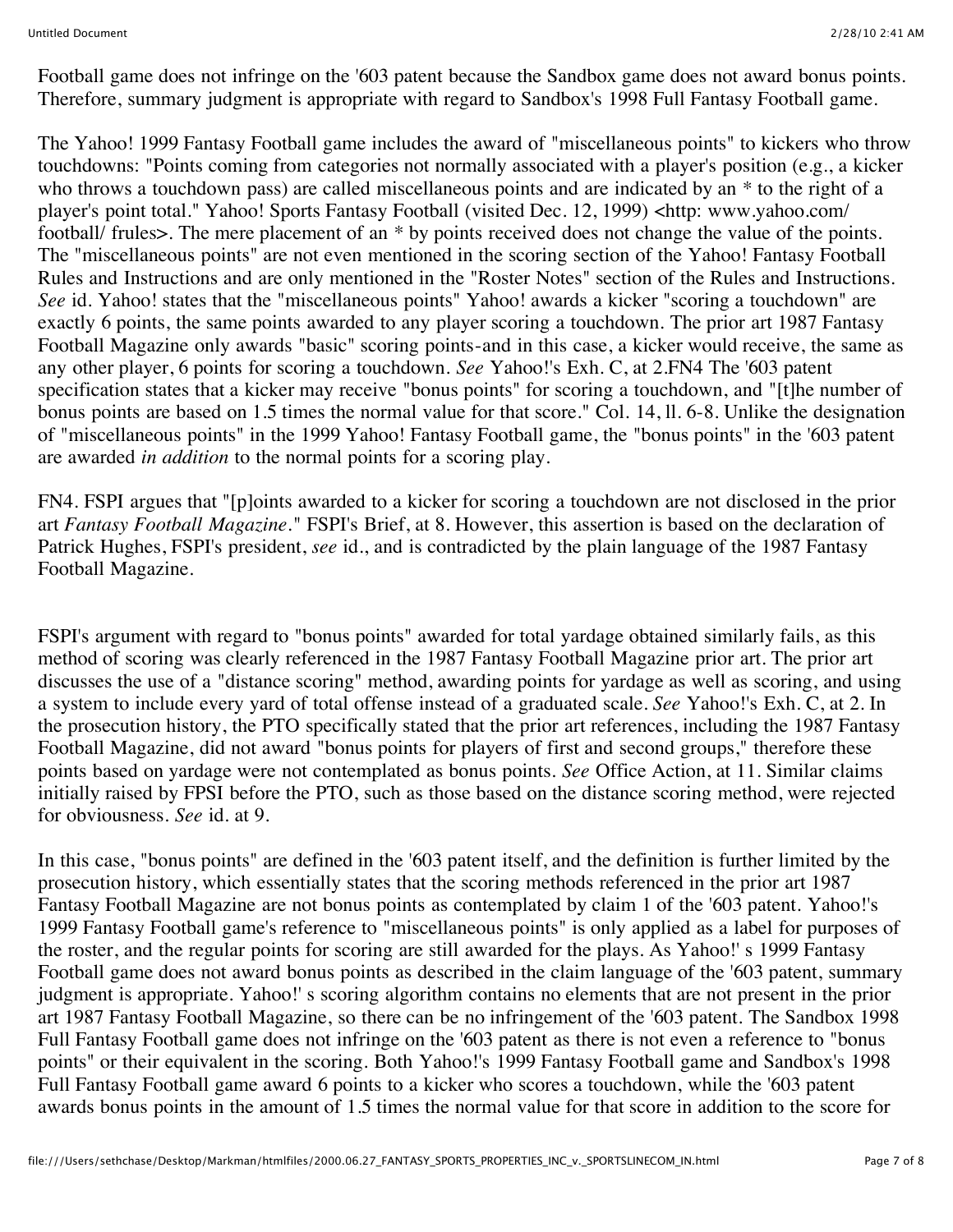Football game does not infringe on the '603 patent because the Sandbox game does not award bonus points. Therefore, summary judgment is appropriate with regard to Sandbox's 1998 Full Fantasy Football game.

The Yahoo! 1999 Fantasy Football game includes the award of "miscellaneous points" to kickers who throw touchdowns: "Points coming from categories not normally associated with a player's position (e.g., a kicker who throws a touchdown pass) are called miscellaneous points and are indicated by an * to the right of a player's point total." Yahoo! Sports Fantasy Football (visited Dec. 12, 1999) <http: www.yahoo.com/ football/ frules>. The mere placement of an * by points received does not change the value of the points. The "miscellaneous points" are not even mentioned in the scoring section of the Yahoo! Fantasy Football Rules and Instructions and are only mentioned in the "Roster Notes" section of the Rules and Instructions. *See* id. Yahoo! states that the "miscellaneous points" Yahoo! awards a kicker "scoring a touchdown" are exactly 6 points, the same points awarded to any player scoring a touchdown. The prior art 1987 Fantasy Football Magazine only awards "basic" scoring points-and in this case, a kicker would receive, the same as any other player, 6 points for scoring a touchdown. *See* Yahoo!'s Exh. C, at 2.FN4 The '603 patent specification states that a kicker may receive "bonus points" for scoring a touchdown, and "[t]he number of bonus points are based on 1.5 times the normal value for that score." Col. 14, ll. 6-8. Unlike the designation of "miscellaneous points" in the 1999 Yahoo! Fantasy Football game, the "bonus points" in the '603 patent are awarded *in addition* to the normal points for a scoring play.

FN4. FSPI argues that "[p]oints awarded to a kicker for scoring a touchdown are not disclosed in the prior art *Fantasy Football Magazine*." FSPI's Brief, at 8. However, this assertion is based on the declaration of Patrick Hughes, FSPI's president, *see* id., and is contradicted by the plain language of the 1987 Fantasy Football Magazine.

FSPI's argument with regard to "bonus points" awarded for total yardage obtained similarly fails, as this method of scoring was clearly referenced in the 1987 Fantasy Football Magazine prior art. The prior art discusses the use of a "distance scoring" method, awarding points for yardage as well as scoring, and using a system to include every yard of total offense instead of a graduated scale. *See* Yahoo!'s Exh. C, at 2. In the prosecution history, the PTO specifically stated that the prior art references, including the 1987 Fantasy Football Magazine, did not award "bonus points for players of first and second groups," therefore these points based on yardage were not contemplated as bonus points. *See* Office Action, at 11. Similar claims initially raised by FPSI before the PTO, such as those based on the distance scoring method, were rejected for obviousness. *See* id. at 9.

In this case, "bonus points" are defined in the '603 patent itself, and the definition is further limited by the prosecution history, which essentially states that the scoring methods referenced in the prior art 1987 Fantasy Football Magazine are not bonus points as contemplated by claim 1 of the '603 patent. Yahoo!'s 1999 Fantasy Football game's reference to "miscellaneous points" is only applied as a label for purposes of the roster, and the regular points for scoring are still awarded for the plays. As Yahoo!' s 1999 Fantasy Football game does not award bonus points as described in the claim language of the '603 patent, summary judgment is appropriate. Yahoo!' s scoring algorithm contains no elements that are not present in the prior art 1987 Fantasy Football Magazine, so there can be no infringement of the '603 patent. The Sandbox 1998 Full Fantasy Football game does not infringe on the '603 patent as there is not even a reference to "bonus points" or their equivalent in the scoring. Both Yahoo!'s 1999 Fantasy Football game and Sandbox's 1998 Full Fantasy Football game award 6 points to a kicker who scores a touchdown, while the '603 patent awards bonus points in the amount of 1.5 times the normal value for that score in addition to the score for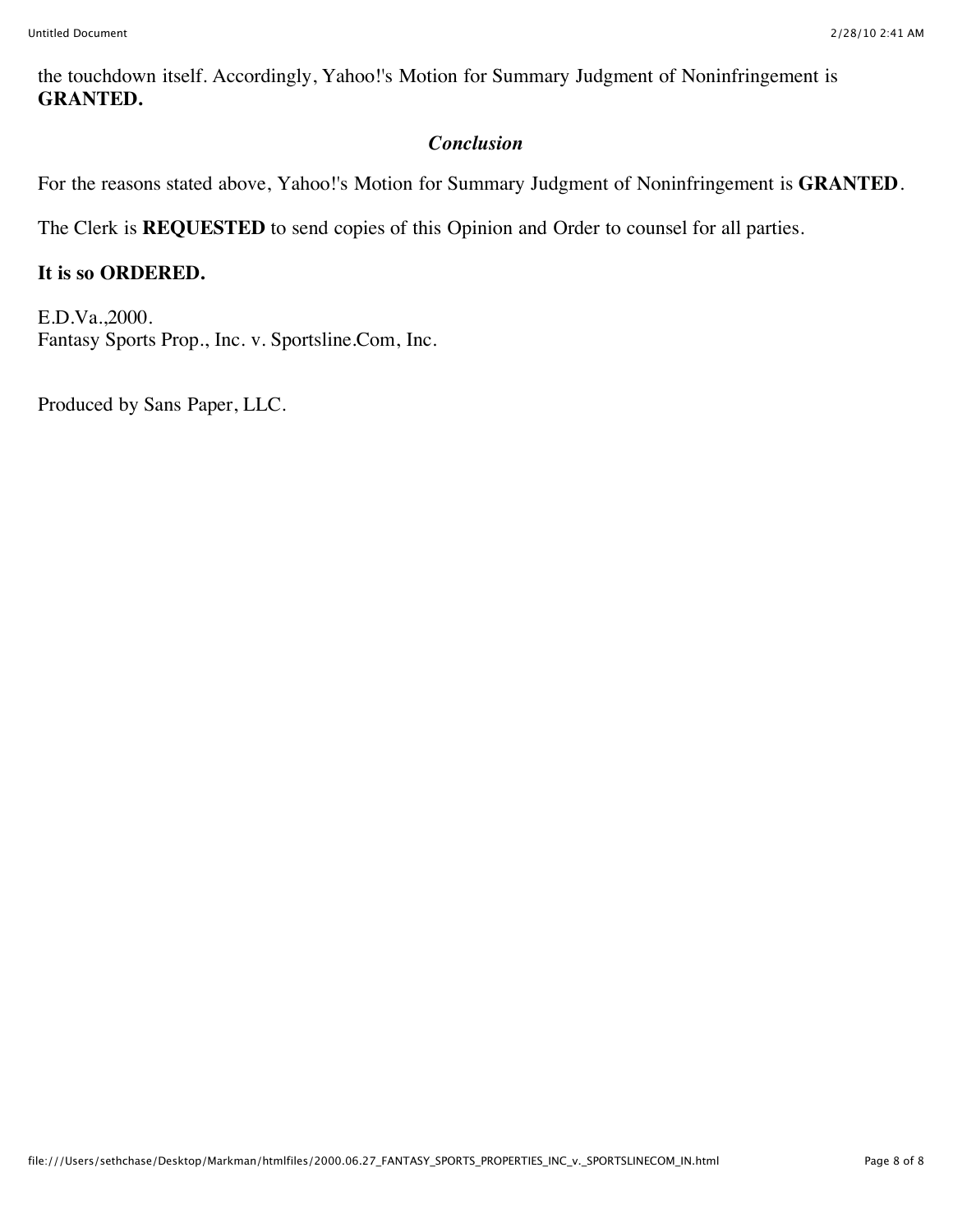the touchdown itself. Accordingly, Yahoo!'s Motion for Summary Judgment of Noninfringement is **GRANTED.**

### *Conclusion*

For the reasons stated above, Yahoo!'s Motion for Summary Judgment of Noninfringement is **GRANTED**.

The Clerk is **REQUESTED** to send copies of this Opinion and Order to counsel for all parties.

**It is so ORDERED.**

E.D.Va.,2000.
Fantasy Sports Prop., Inc. v. Sportsline.Com, Inc.

Produced by Sans Paper, LLC.